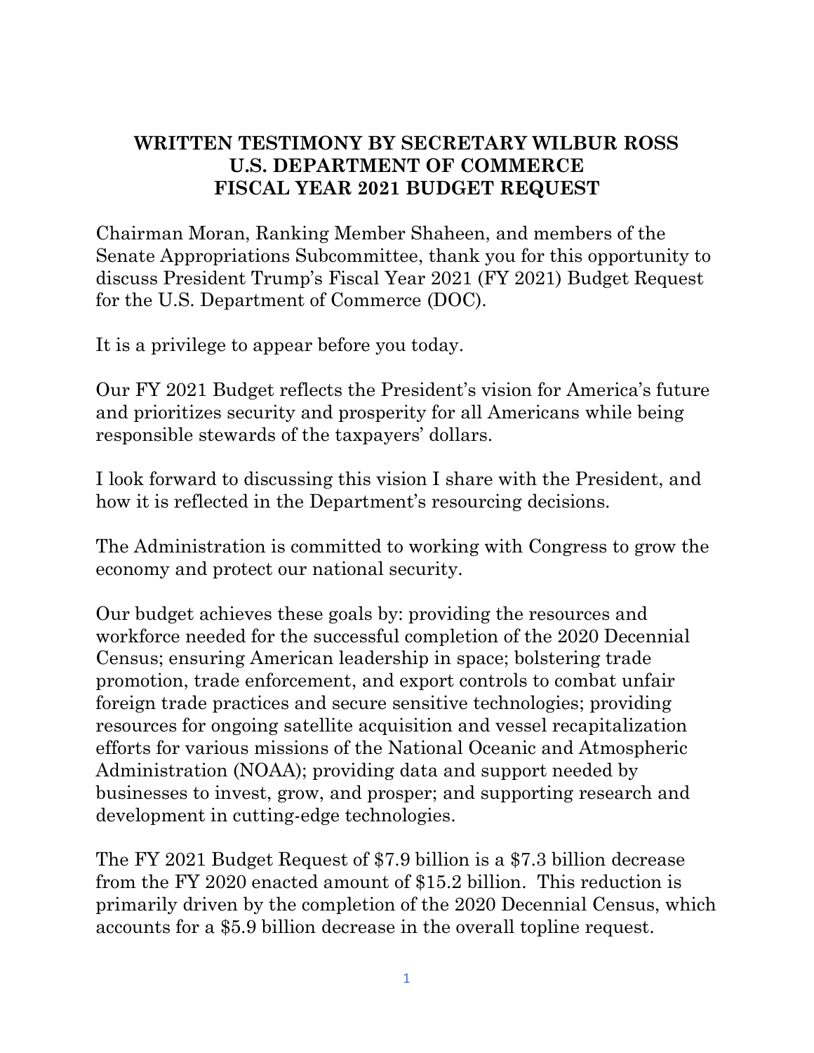# WRITTEN TESTIMONY BY SECRETARY WILBUR ROSS
# U.S. DEPARTMENT OF COMMERCE
# FISCAL YEAR 2021 BUDGET REQUEST

Chairman Moran, Ranking Member Shaheen, and members of the Senate Appropriations Subcommittee, thank you for this opportunity to discuss President Trump's Fiscal Year 2021 (FY 2021) Budget Request for the U.S. Department of Commerce (DOC).

It is a privilege to appear before you today.

Our FY 2021 Budget reflects the President's vision for America's future and prioritizes security and prosperity for all Americans while being responsible stewards of the taxpayers' dollars.

I look forward to discussing this vision I share with the President, and how it is reflected in the Department's resourcing decisions.

The Administration is committed to working with Congress to grow the economy and protect our national security.

Our budget achieves these goals by: providing the resources and workforce needed for the successful completion of the 2020 Decennial Census; ensuring American leadership in space; bolstering trade promotion, trade enforcement, and export controls to combat unfair foreign trade practices and secure sensitive technologies; providing resources for ongoing satellite acquisition and vessel recapitalization efforts for various missions of the National Oceanic and Atmospheric Administration (NOAA); providing data and support needed by businesses to invest, grow, and prosper; and supporting research and development in cutting-edge technologies.

The FY 2021 Budget Request of $7.9 billion is a $7.3 billion decrease from the FY 2020 enacted amount of $15.2 billion. This reduction is primarily driven by the completion of the 2020 Decennial Census, which accounts for a $5.9 billion decrease in the overall topline request.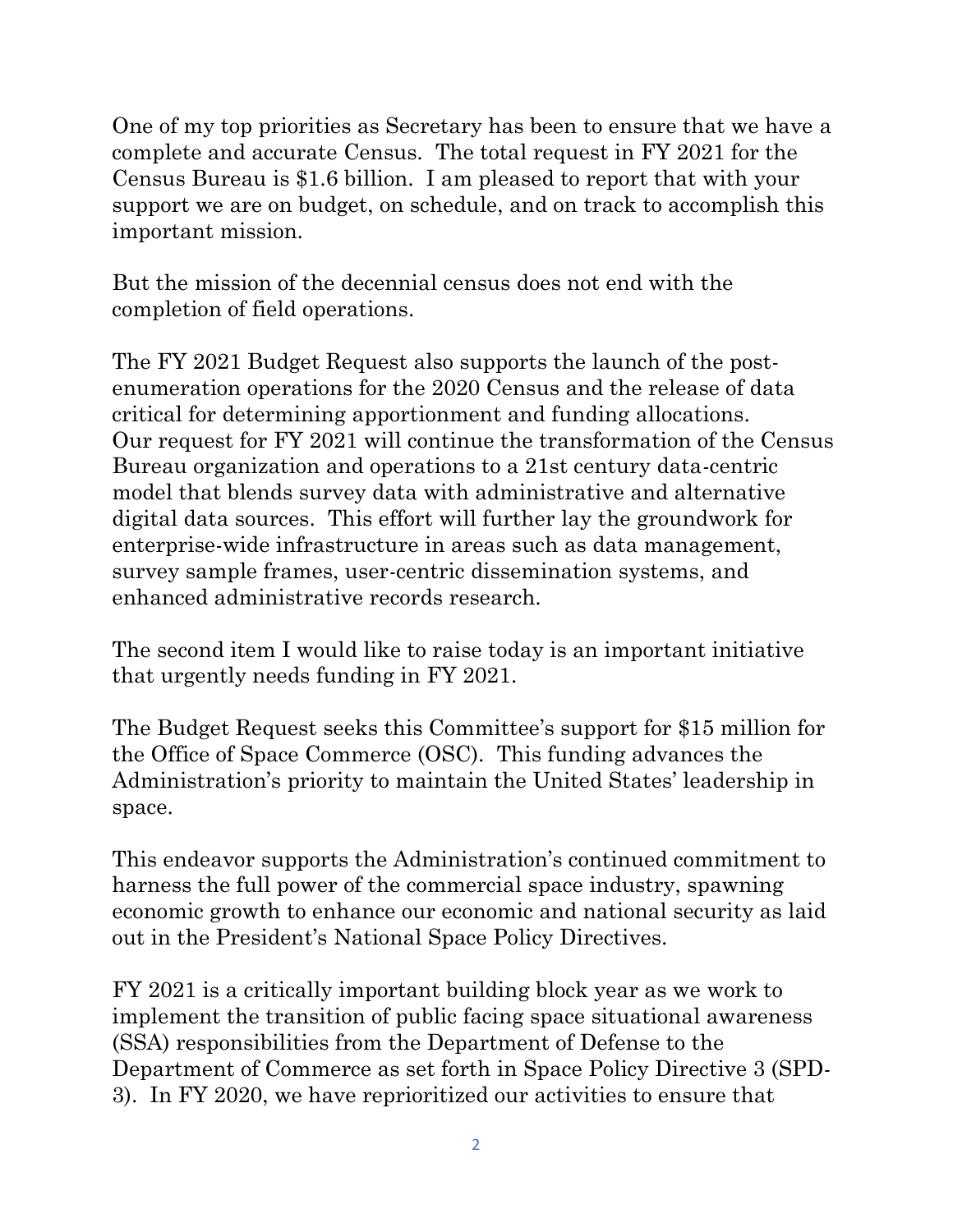One of my top priorities as Secretary has been to ensure that we have a complete and accurate Census. The total request in FY 2021 for the Census Bureau is $1.6 billion. I am pleased to report that with your support we are on budget, on schedule, and on track to accomplish this important mission.

But the mission of the decennial census does not end with the completion of field operations.

The FY 2021 Budget Request also supports the launch of the post-enumeration operations for the 2020 Census and the release of data critical for determining apportionment and funding allocations. Our request for FY 2021 will continue the transformation of the Census Bureau organization and operations to a 21st century data-centric model that blends survey data with administrative and alternative digital data sources. This effort will further lay the groundwork for enterprise-wide infrastructure in areas such as data management, survey sample frames, user-centric dissemination systems, and enhanced administrative records research.

The second item I would like to raise today is an important initiative that urgently needs funding in FY 2021.

The Budget Request seeks this Committee's support for $15 million for the Office of Space Commerce (OSC). This funding advances the Administration's priority to maintain the United States' leadership in space.

This endeavor supports the Administration's continued commitment to harness the full power of the commercial space industry, spawning economic growth to enhance our economic and national security as laid out in the President's National Space Policy Directives.

FY 2021 is a critically important building block year as we work to implement the transition of public facing space situational awareness (SSA) responsibilities from the Department of Defense to the Department of Commerce as set forth in Space Policy Directive 3 (SPD-3). In FY 2020, we have reprioritized our activities to ensure that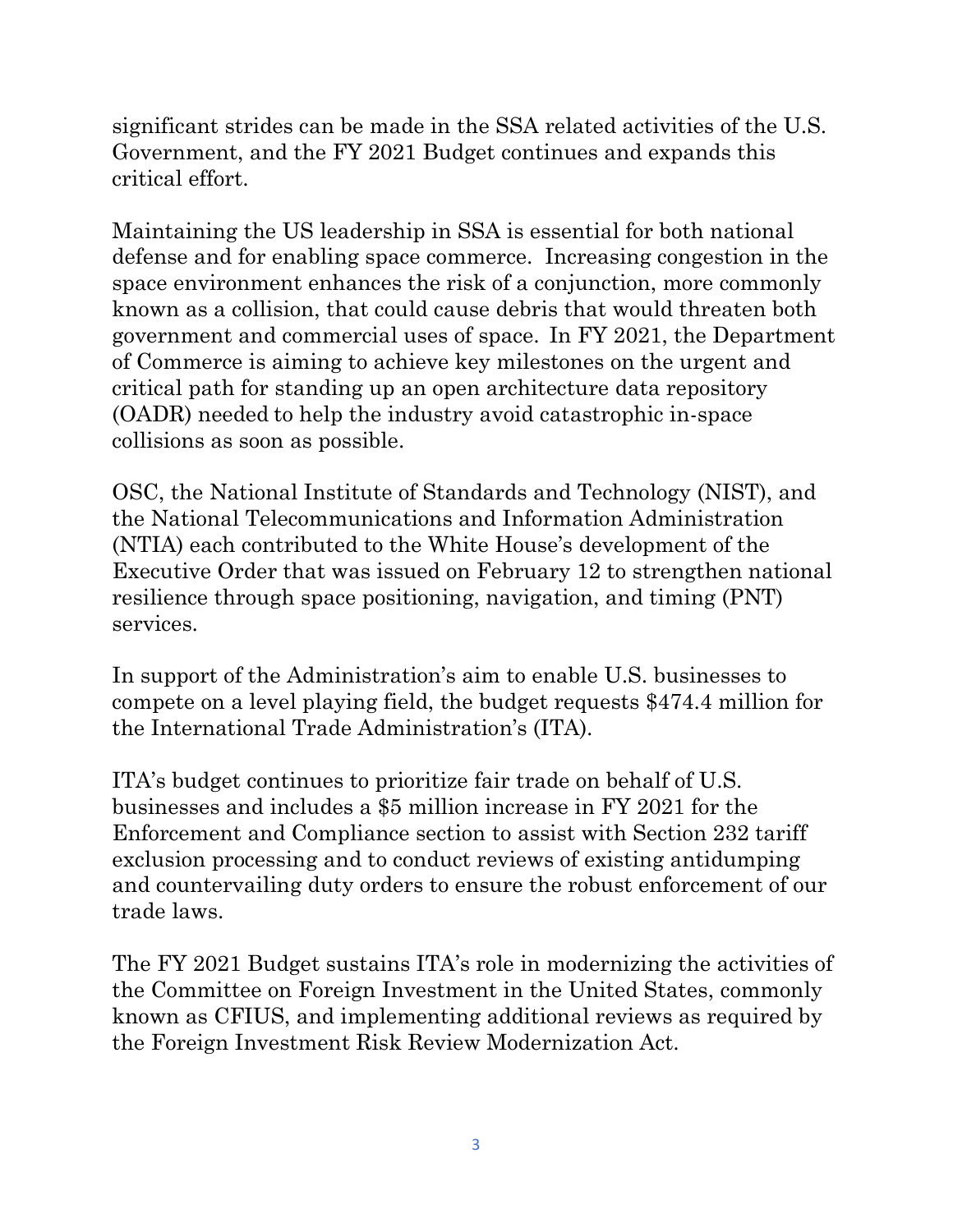significant strides can be made in the SSA related activities of the U.S. Government, and the FY 2021 Budget continues and expands this critical effort.

Maintaining the US leadership in SSA is essential for both national defense and for enabling space commerce. Increasing congestion in the space environment enhances the risk of a conjunction, more commonly known as a collision, that could cause debris that would threaten both government and commercial uses of space. In FY 2021, the Department of Commerce is aiming to achieve key milestones on the urgent and critical path for standing up an open architecture data repository (OADR) needed to help the industry avoid catastrophic in-space collisions as soon as possible.

OSC, the National Institute of Standards and Technology (NIST), and the National Telecommunications and Information Administration (NTIA) each contributed to the White House's development of the Executive Order that was issued on February 12 to strengthen national resilience through space positioning, navigation, and timing (PNT) services.

In support of the Administration's aim to enable U.S. businesses to compete on a level playing field, the budget requests $474.4 million for the International Trade Administration's (ITA).

ITA's budget continues to prioritize fair trade on behalf of U.S. businesses and includes a $5 million increase in FY 2021 for the Enforcement and Compliance section to assist with Section 232 tariff exclusion processing and to conduct reviews of existing antidumping and countervailing duty orders to ensure the robust enforcement of our trade laws.

The FY 2021 Budget sustains ITA's role in modernizing the activities of the Committee on Foreign Investment in the United States, commonly known as CFIUS, and implementing additional reviews as required by the Foreign Investment Risk Review Modernization Act.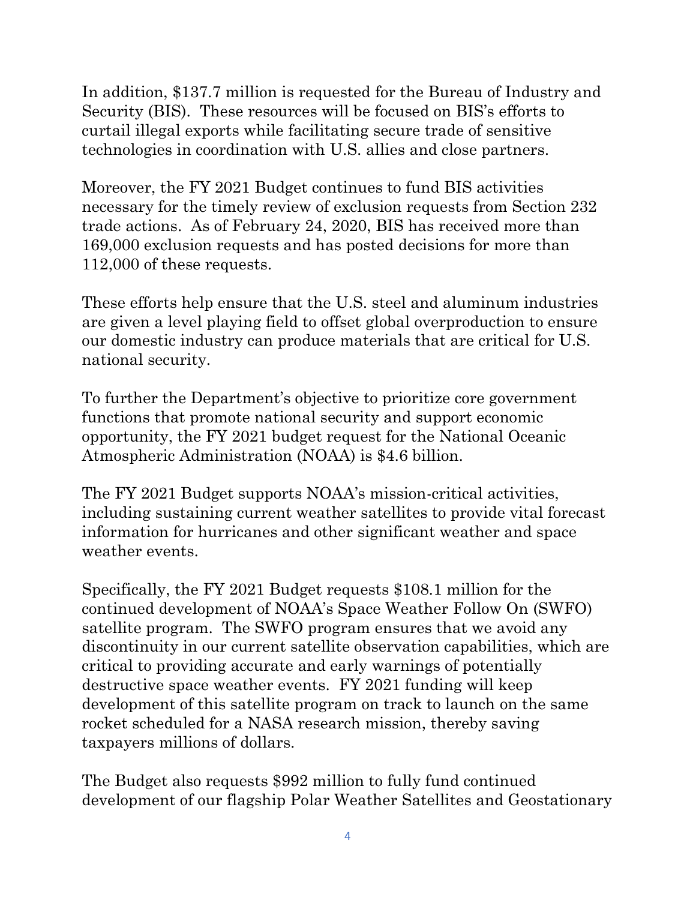In addition, $137.7 million is requested for the Bureau of Industry and Security (BIS). These resources will be focused on BIS's efforts to curtail illegal exports while facilitating secure trade of sensitive technologies in coordination with U.S. allies and close partners.

Moreover, the FY 2021 Budget continues to fund BIS activities necessary for the timely review of exclusion requests from Section 232 trade actions. As of February 24, 2020, BIS has received more than 169,000 exclusion requests and has posted decisions for more than 112,000 of these requests.

These efforts help ensure that the U.S. steel and aluminum industries are given a level playing field to offset global overproduction to ensure our domestic industry can produce materials that are critical for U.S. national security.

To further the Department's objective to prioritize core government functions that promote national security and support economic opportunity, the FY 2021 budget request for the National Oceanic Atmospheric Administration (NOAA) is $4.6 billion.

The FY 2021 Budget supports NOAA's mission-critical activities, including sustaining current weather satellites to provide vital forecast information for hurricanes and other significant weather and space weather events.

Specifically, the FY 2021 Budget requests $108.1 million for the continued development of NOAA's Space Weather Follow On (SWFO) satellite program. The SWFO program ensures that we avoid any discontinuity in our current satellite observation capabilities, which are critical to providing accurate and early warnings of potentially destructive space weather events. FY 2021 funding will keep development of this satellite program on track to launch on the same rocket scheduled for a NASA research mission, thereby saving taxpayers millions of dollars.

The Budget also requests $992 million to fully fund continued development of our flagship Polar Weather Satellites and Geostationary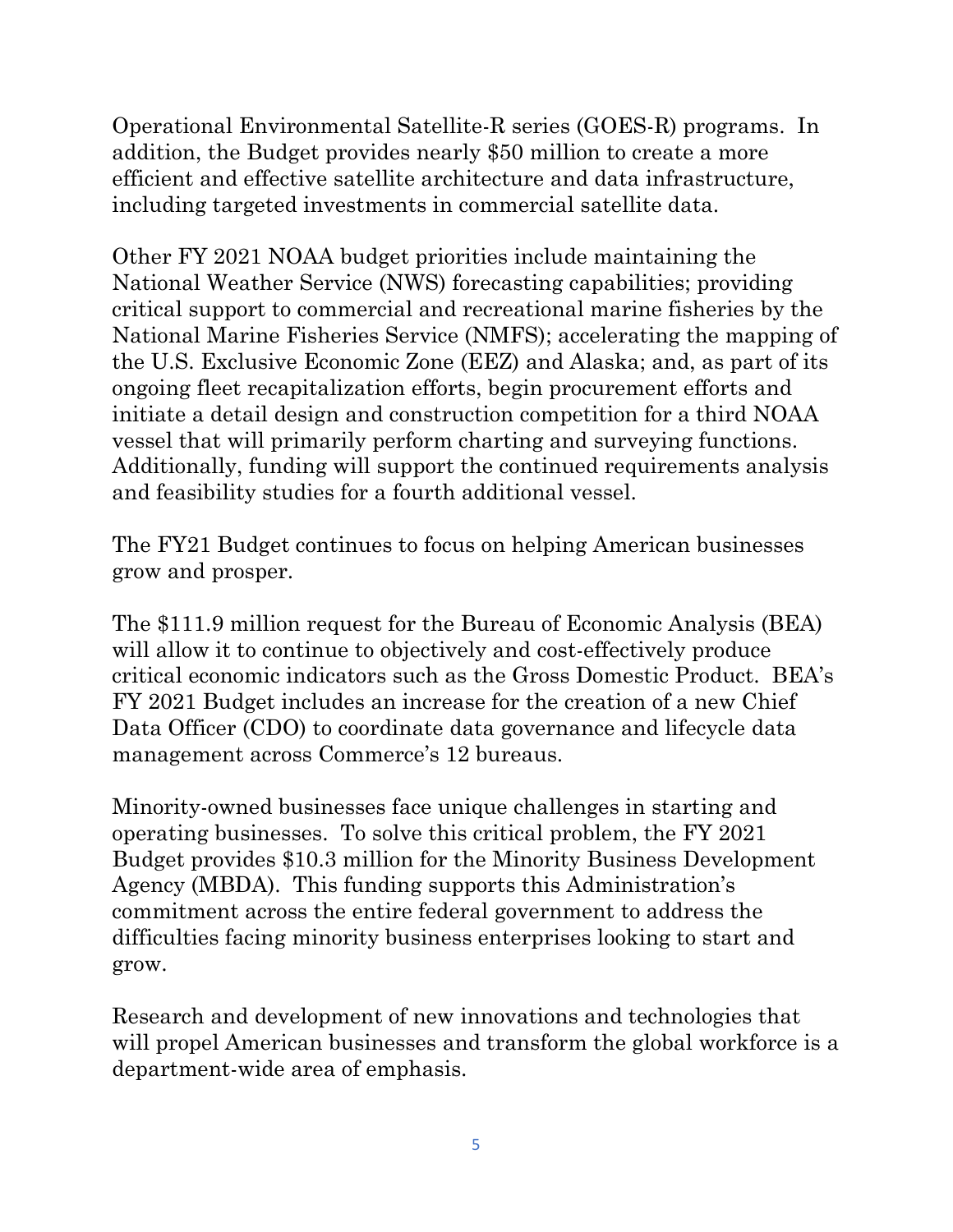Operational Environmental Satellite-R series (GOES-R) programs. In addition, the Budget provides nearly $50 million to create a more efficient and effective satellite architecture and data infrastructure, including targeted investments in commercial satellite data.

Other FY 2021 NOAA budget priorities include maintaining the National Weather Service (NWS) forecasting capabilities; providing critical support to commercial and recreational marine fisheries by the National Marine Fisheries Service (NMFS); accelerating the mapping of the U.S. Exclusive Economic Zone (EEZ) and Alaska; and, as part of its ongoing fleet recapitalization efforts, begin procurement efforts and initiate a detail design and construction competition for a third NOAA vessel that will primarily perform charting and surveying functions. Additionally, funding will support the continued requirements analysis and feasibility studies for a fourth additional vessel.

The FY21 Budget continues to focus on helping American businesses grow and prosper.

The $111.9 million request for the Bureau of Economic Analysis (BEA) will allow it to continue to objectively and cost-effectively produce critical economic indicators such as the Gross Domestic Product. BEA's FY 2021 Budget includes an increase for the creation of a new Chief Data Officer (CDO) to coordinate data governance and lifecycle data management across Commerce's 12 bureaus.

Minority-owned businesses face unique challenges in starting and operating businesses. To solve this critical problem, the FY 2021 Budget provides $10.3 million for the Minority Business Development Agency (MBDA). This funding supports this Administration's commitment across the entire federal government to address the difficulties facing minority business enterprises looking to start and grow.

Research and development of new innovations and technologies that will propel American businesses and transform the global workforce is a department-wide area of emphasis.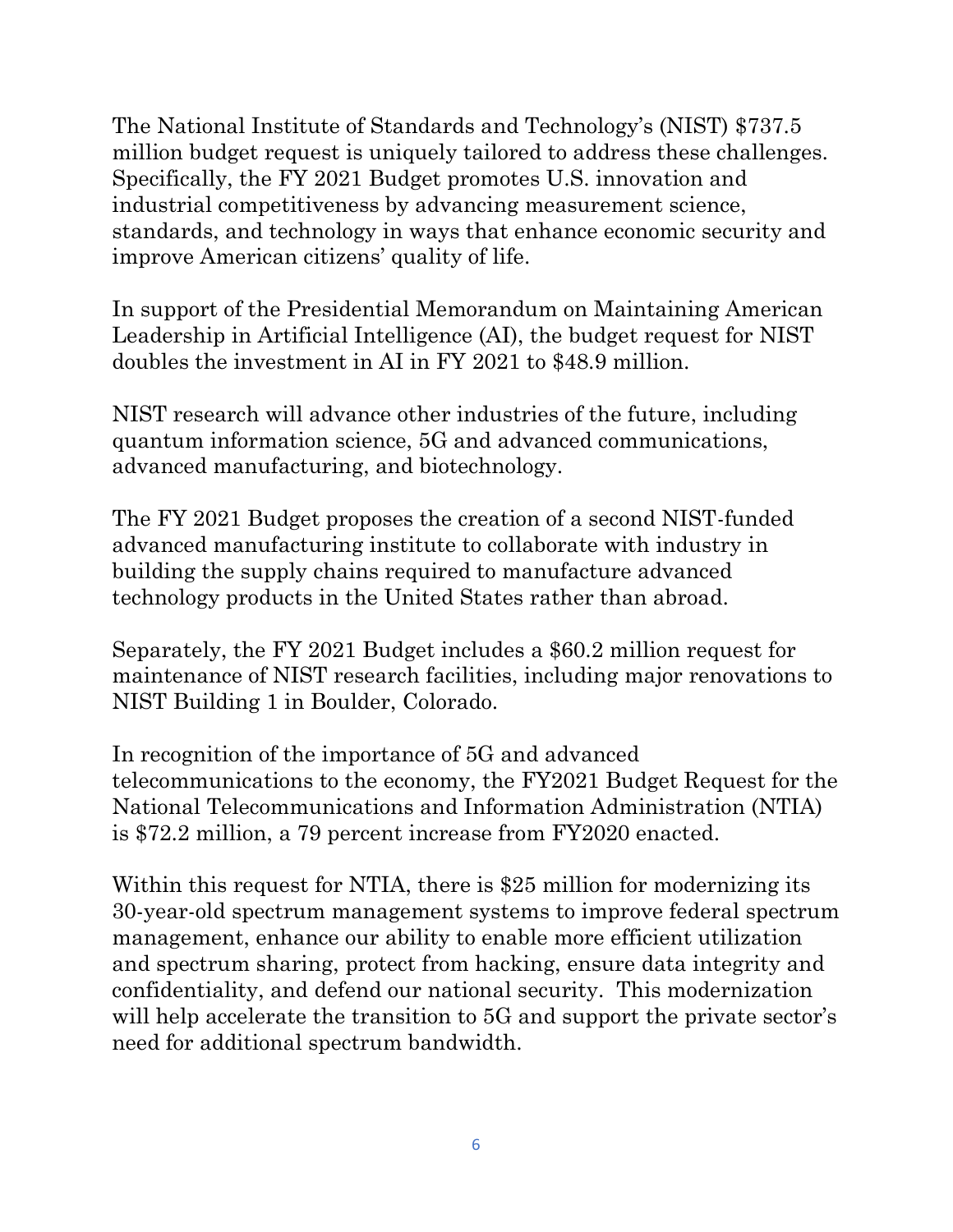The National Institute of Standards and Technology's (NIST) $737.5 million budget request is uniquely tailored to address these challenges. Specifically, the FY 2021 Budget promotes U.S. innovation and industrial competitiveness by advancing measurement science, standards, and technology in ways that enhance economic security and improve American citizens' quality of life.

In support of the Presidential Memorandum on Maintaining American Leadership in Artificial Intelligence (AI), the budget request for NIST doubles the investment in AI in FY 2021 to $48.9 million.

NIST research will advance other industries of the future, including quantum information science, 5G and advanced communications, advanced manufacturing, and biotechnology.

The FY 2021 Budget proposes the creation of a second NIST-funded advanced manufacturing institute to collaborate with industry in building the supply chains required to manufacture advanced technology products in the United States rather than abroad.

Separately, the FY 2021 Budget includes a $60.2 million request for maintenance of NIST research facilities, including major renovations to NIST Building 1 in Boulder, Colorado.

In recognition of the importance of 5G and advanced telecommunications to the economy, the FY2021 Budget Request for the National Telecommunications and Information Administration (NTIA) is $72.2 million, a 79 percent increase from FY2020 enacted.

Within this request for NTIA, there is $25 million for modernizing its 30-year-old spectrum management systems to improve federal spectrum management, enhance our ability to enable more efficient utilization and spectrum sharing, protect from hacking, ensure data integrity and confidentiality, and defend our national security. This modernization will help accelerate the transition to 5G and support the private sector's need for additional spectrum bandwidth.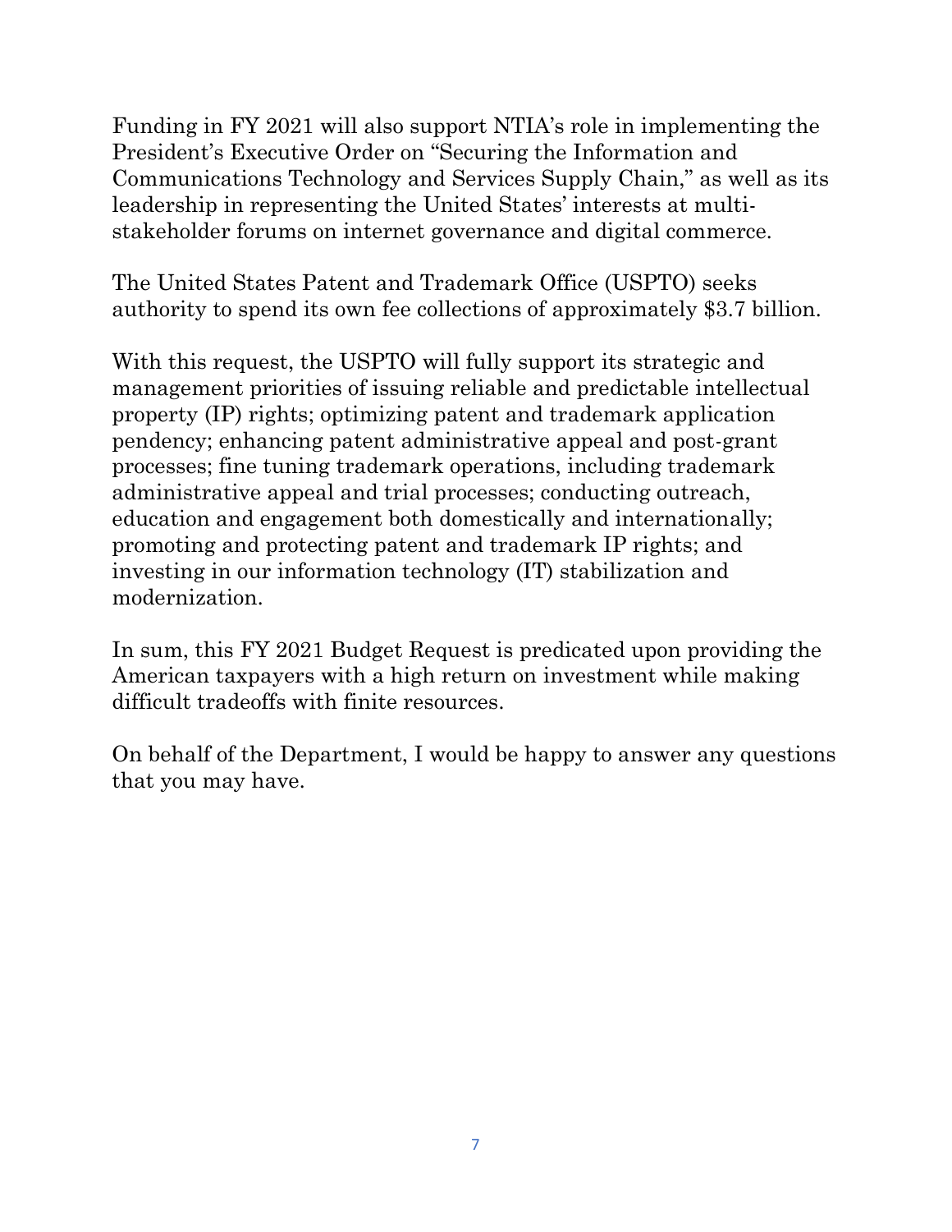Funding in FY 2021 will also support NTIA's role in implementing the President's Executive Order on "Securing the Information and Communications Technology and Services Supply Chain," as well as its leadership in representing the United States' interests at multi-stakeholder forums on internet governance and digital commerce.

The United States Patent and Trademark Office (USPTO) seeks authority to spend its own fee collections of approximately $3.7 billion.

With this request, the USPTO will fully support its strategic and management priorities of issuing reliable and predictable intellectual property (IP) rights; optimizing patent and trademark application pendency; enhancing patent administrative appeal and post-grant processes; fine tuning trademark operations, including trademark administrative appeal and trial processes; conducting outreach, education and engagement both domestically and internationally; promoting and protecting patent and trademark IP rights; and investing in our information technology (IT) stabilization and modernization.

In sum, this FY 2021 Budget Request is predicated upon providing the American taxpayers with a high return on investment while making difficult tradeoffs with finite resources.

On behalf of the Department, I would be happy to answer any questions that you may have.